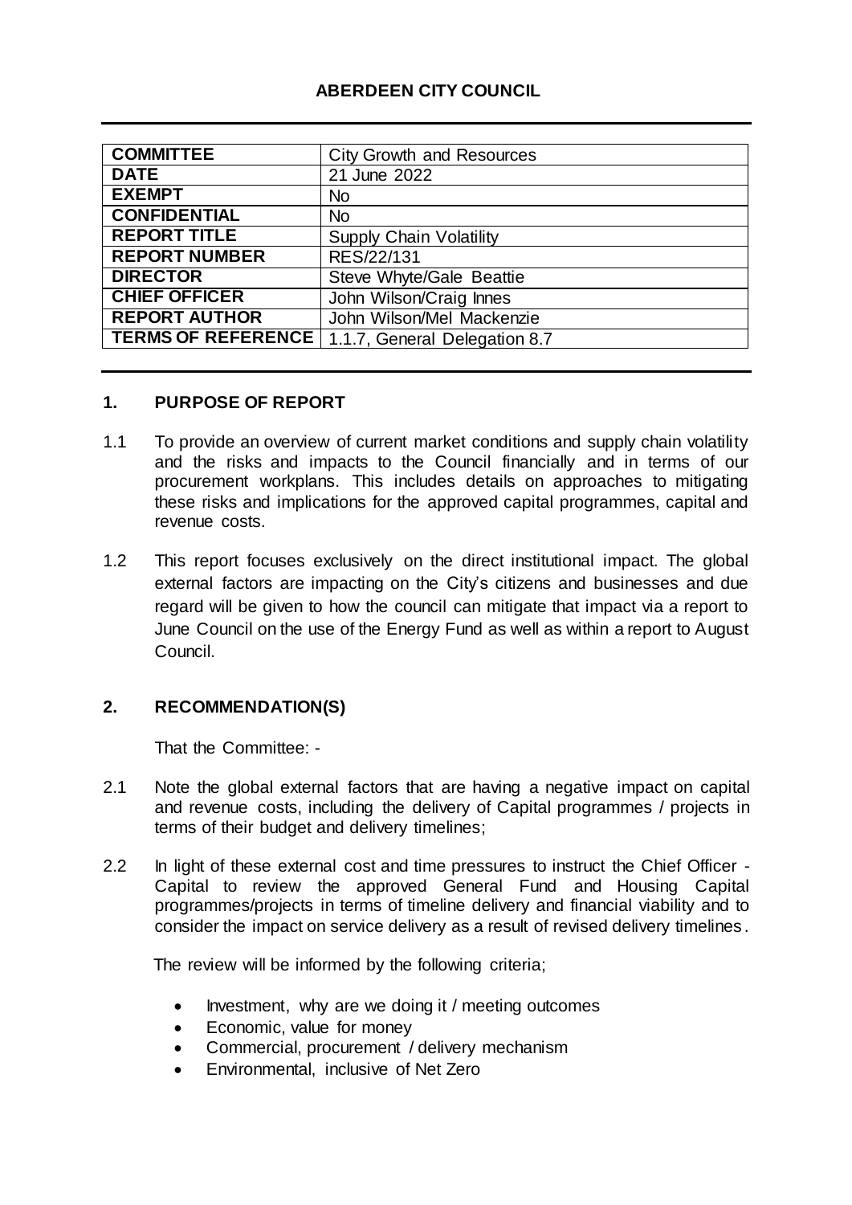# ABERDEEN CITY COUNCIL

| | |
|---|---|
| **COMMITTEE** | City Growth and Resources |
| **DATE** | 21 June 2022 |
| **EXEMPT** | No |
| **CONFIDENTIAL** | No |
| **REPORT TITLE** | Supply Chain Volatility |
| **REPORT NUMBER** | RES/22/131 |
| **DIRECTOR** | Steve Whyte/Gale Beattie |
| **CHIEF OFFICER** | John Wilson/Craig Innes |
| **REPORT AUTHOR** | John Wilson/Mel Mackenzie |
| **TERMS OF REFERENCE** | 1.1.7, General Delegation 8.7 |

## 1. PURPOSE OF REPORT

1.1 To provide an overview of current market conditions and supply chain volatility and the risks and impacts to the Council financially and in terms of our procurement workplans. This includes details on approaches to mitigating these risks and implications for the approved capital programmes, capital and revenue costs.

1.2 This report focuses exclusively on the direct institutional impact. The global external factors are impacting on the City's citizens and businesses and due regard will be given to how the council can mitigate that impact via a report to June Council on the use of the Energy Fund as well as within a report to August Council.

## 2. RECOMMENDATION(S)

That the Committee: -

2.1 Note the global external factors that are having a negative impact on capital and revenue costs, including the delivery of Capital programmes / projects in terms of their budget and delivery timelines;

2.2 In light of these external cost and time pressures to instruct the Chief Officer - Capital to review the approved General Fund and Housing Capital programmes/projects in terms of timeline delivery and financial viability and to consider the impact on service delivery as a result of revised delivery timelines.

The review will be informed by the following criteria;

- Investment, why are we doing it / meeting outcomes
- Economic, value for money
- Commercial, procurement / delivery mechanism
- Environmental, inclusive of Net Zero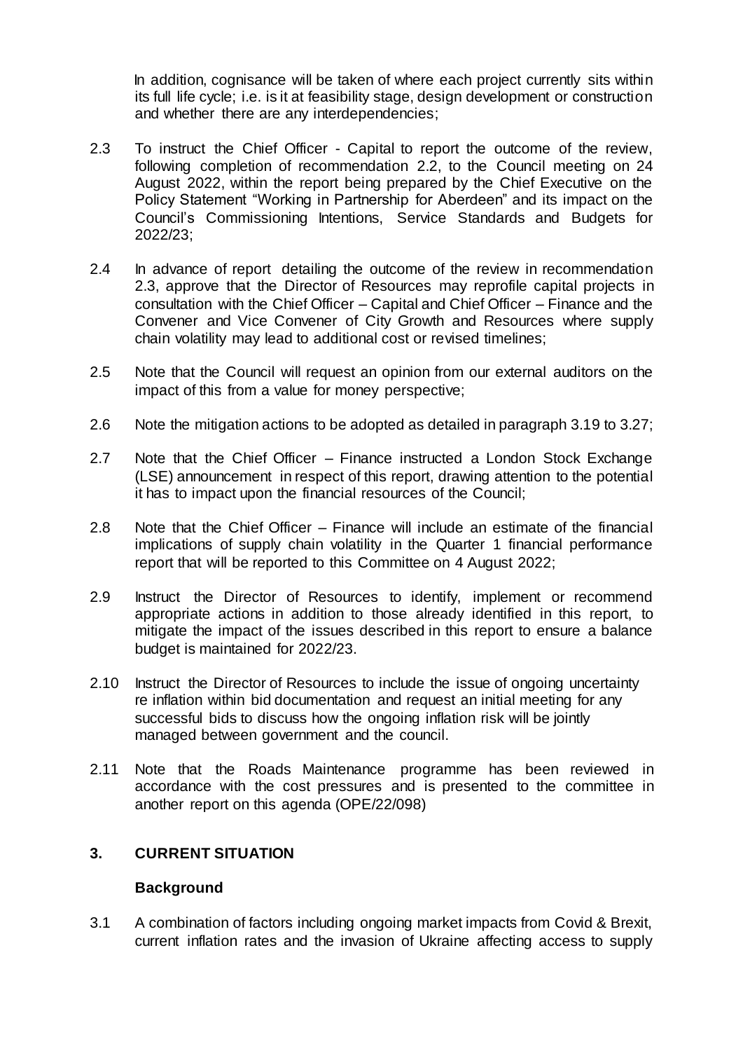In addition, cognisance will be taken of where each project currently sits within its full life cycle; i.e. is it at feasibility stage, design development or construction and whether there are any interdependencies;

2.3 To instruct the Chief Officer - Capital to report the outcome of the review, following completion of recommendation 2.2, to the Council meeting on 24 August 2022, within the report being prepared by the Chief Executive on the Policy Statement "Working in Partnership for Aberdeen" and its impact on the Council's Commissioning Intentions, Service Standards and Budgets for 2022/23;

2.4 In advance of report detailing the outcome of the review in recommendation 2.3, approve that the Director of Resources may reprofile capital projects in consultation with the Chief Officer – Capital and Chief Officer – Finance and the Convener and Vice Convener of City Growth and Resources where supply chain volatility may lead to additional cost or revised timelines;

2.5 Note that the Council will request an opinion from our external auditors on the impact of this from a value for money perspective;

2.6 Note the mitigation actions to be adopted as detailed in paragraph 3.19 to 3.27;

2.7 Note that the Chief Officer – Finance instructed a London Stock Exchange (LSE) announcement in respect of this report, drawing attention to the potential it has to impact upon the financial resources of the Council;

2.8 Note that the Chief Officer – Finance will include an estimate of the financial implications of supply chain volatility in the Quarter 1 financial performance report that will be reported to this Committee on 4 August 2022;

2.9 Instruct the Director of Resources to identify, implement or recommend appropriate actions in addition to those already identified in this report, to mitigate the impact of the issues described in this report to ensure a balance budget is maintained for 2022/23.

2.10 Instruct the Director of Resources to include the issue of ongoing uncertainty re inflation within bid documentation and request an initial meeting for any successful bids to discuss how the ongoing inflation risk will be jointly managed between government and the council.

2.11 Note that the Roads Maintenance programme has been reviewed in accordance with the cost pressures and is presented to the committee in another report on this agenda (OPE/22/098)

## 3. CURRENT SITUATION

### Background

3.1 A combination of factors including ongoing market impacts from Covid & Brexit, current inflation rates and the invasion of Ukraine affecting access to supply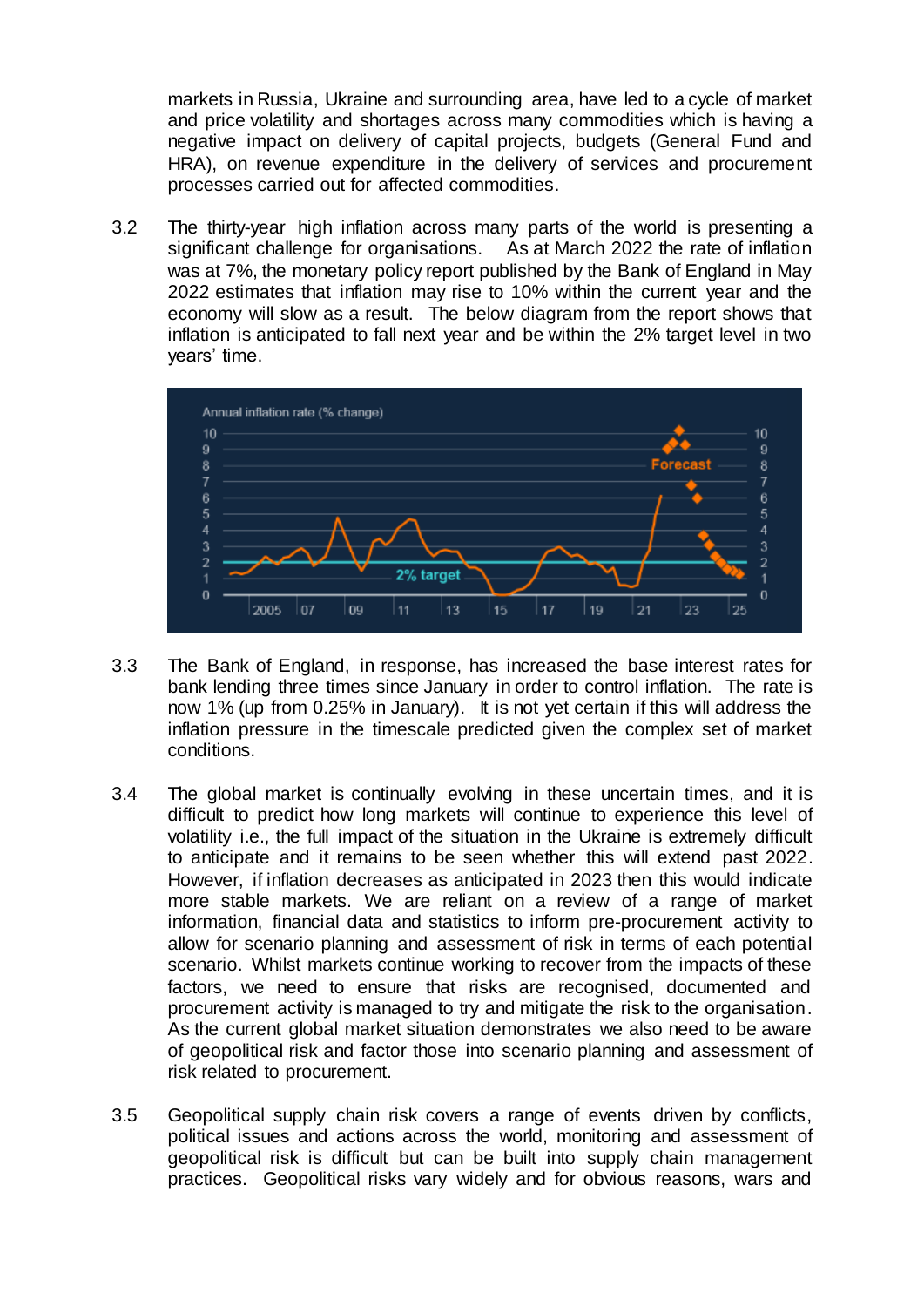markets in Russia, Ukraine and surrounding area, have led to a cycle of market and price volatility and shortages across many commodities which is having a negative impact on delivery of capital projects, budgets (General Fund and HRA), on revenue expenditure in the delivery of services and procurement processes carried out for affected commodities.

3.2 The thirty-year high inflation across many parts of the world is presenting a significant challenge for organisations. As at March 2022 the rate of inflation was at 7%, the monetary policy report published by the Bank of England in May 2022 estimates that inflation may rise to 10% within the current year and the economy will slow as a result. The below diagram from the report shows that inflation is anticipated to fall next year and be within the 2% target level in two years' time.

3.3 The Bank of England, in response, has increased the base interest rates for bank lending three times since January in order to control inflation. The rate is now 1% (up from 0.25% in January). It is not yet certain if this will address the inflation pressure in the timescale predicted given the complex set of market conditions.

3.4 The global market is continually evolving in these uncertain times, and it is difficult to predict how long markets will continue to experience this level of volatility i.e., the full impact of the situation in the Ukraine is extremely difficult to anticipate and it remains to be seen whether this will extend past 2022. However, if inflation decreases as anticipated in 2023 then this would indicate more stable markets. We are reliant on a review of a range of market information, financial data and statistics to inform pre-procurement activity to allow for scenario planning and assessment of risk in terms of each potential scenario. Whilst markets continue working to recover from the impacts of these factors, we need to ensure that risks are recognised, documented and procurement activity is managed to try and mitigate the risk to the organisation. As the current global market situation demonstrates we also need to be aware of geopolitical risk and factor those into scenario planning and assessment of risk related to procurement.

3.5 Geopolitical supply chain risk covers a range of events driven by conflicts, political issues and actions across the world, monitoring and assessment of geopolitical risk is difficult but can be built into supply chain management practices. Geopolitical risks vary widely and for obvious reasons, wars and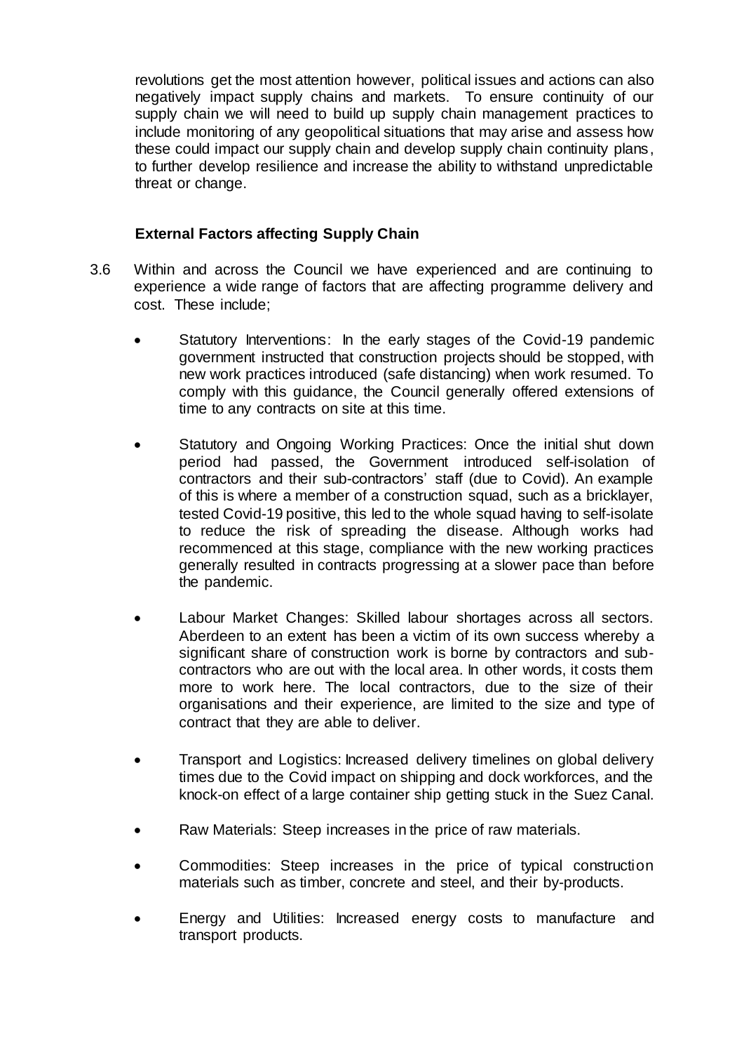revolutions get the most attention however, political issues and actions can also negatively impact supply chains and markets. To ensure continuity of our supply chain we will need to build up supply chain management practices to include monitoring of any geopolitical situations that may arise and assess how these could impact our supply chain and develop supply chain continuity plans, to further develop resilience and increase the ability to withstand unpredictable threat or change.

**External Factors affecting Supply Chain**

3.6 Within and across the Council we have experienced and are continuing to experience a wide range of factors that are affecting programme delivery and cost. These include;

- Statutory Interventions: In the early stages of the Covid-19 pandemic government instructed that construction projects should be stopped, with new work practices introduced (safe distancing) when work resumed. To comply with this guidance, the Council generally offered extensions of time to any contracts on site at this time.

- Statutory and Ongoing Working Practices: Once the initial shut down period had passed, the Government introduced self-isolation of contractors and their sub-contractors' staff (due to Covid). An example of this is where a member of a construction squad, such as a bricklayer, tested Covid-19 positive, this led to the whole squad having to self-isolate to reduce the risk of spreading the disease. Although works had recommenced at this stage, compliance with the new working practices generally resulted in contracts progressing at a slower pace than before the pandemic.

- Labour Market Changes: Skilled labour shortages across all sectors. Aberdeen to an extent has been a victim of its own success whereby a significant share of construction work is borne by contractors and sub-contractors who are out with the local area. In other words, it costs them more to work here. The local contractors, due to the size of their organisations and their experience, are limited to the size and type of contract that they are able to deliver.

- Transport and Logistics: Increased delivery timelines on global delivery times due to the Covid impact on shipping and dock workforces, and the knock-on effect of a large container ship getting stuck in the Suez Canal.

- Raw Materials: Steep increases in the price of raw materials.

- Commodities: Steep increases in the price of typical construction materials such as timber, concrete and steel, and their by-products.

- Energy and Utilities: Increased energy costs to manufacture and transport products.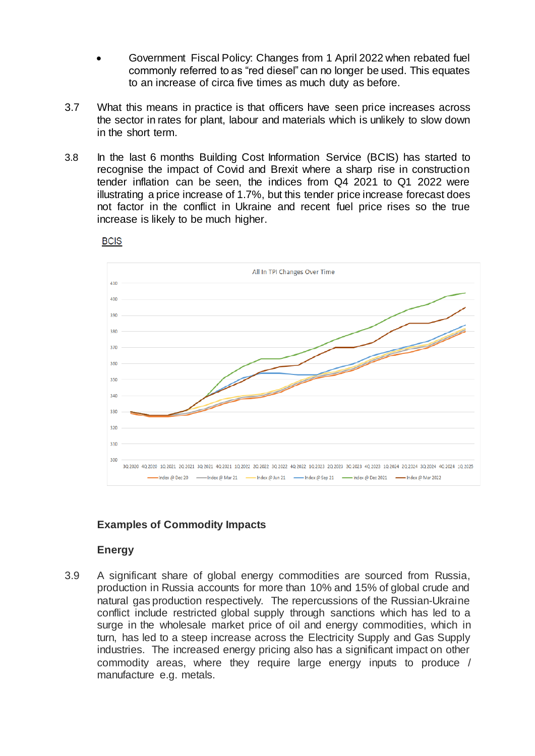- Government Fiscal Policy: Changes from 1 April 2022 when rebated fuel commonly referred to as “red diesel” can no longer be used. This equates to an increase of circa five times as much duty as before.

3.7 What this means in practice is that officers have seen price increases across the sector in rates for plant, labour and materials which is unlikely to slow down in the short term.

3.8 In the last 6 months Building Cost Information Service (BCIS) has started to recognise the impact of Covid and Brexit where a sharp rise in construction tender inflation can be seen, the indices from Q4 2021 to Q1 2022 were illustrating a price increase of 1.7%, but this tender price increase forecast does not factor in the conflict in Ukraine and recent fuel price rises so the true increase is likely to be much higher.

BCIS

All In TPI Changes Over Time

**Examples of Commodity Impacts**

**Energy**

3.9 A significant share of global energy commodities are sourced from Russia, production in Russia accounts for more than 10% and 15% of global crude and natural gas production respectively. The repercussions of the Russian-Ukraine conflict include restricted global supply through sanctions which has led to a surge in the wholesale market price of oil and energy commodities, which in turn, has led to a steep increase across the Electricity Supply and Gas Supply industries. The increased energy pricing also has a significant impact on other commodity areas, where they require large energy inputs to produce / manufacture e.g. metals.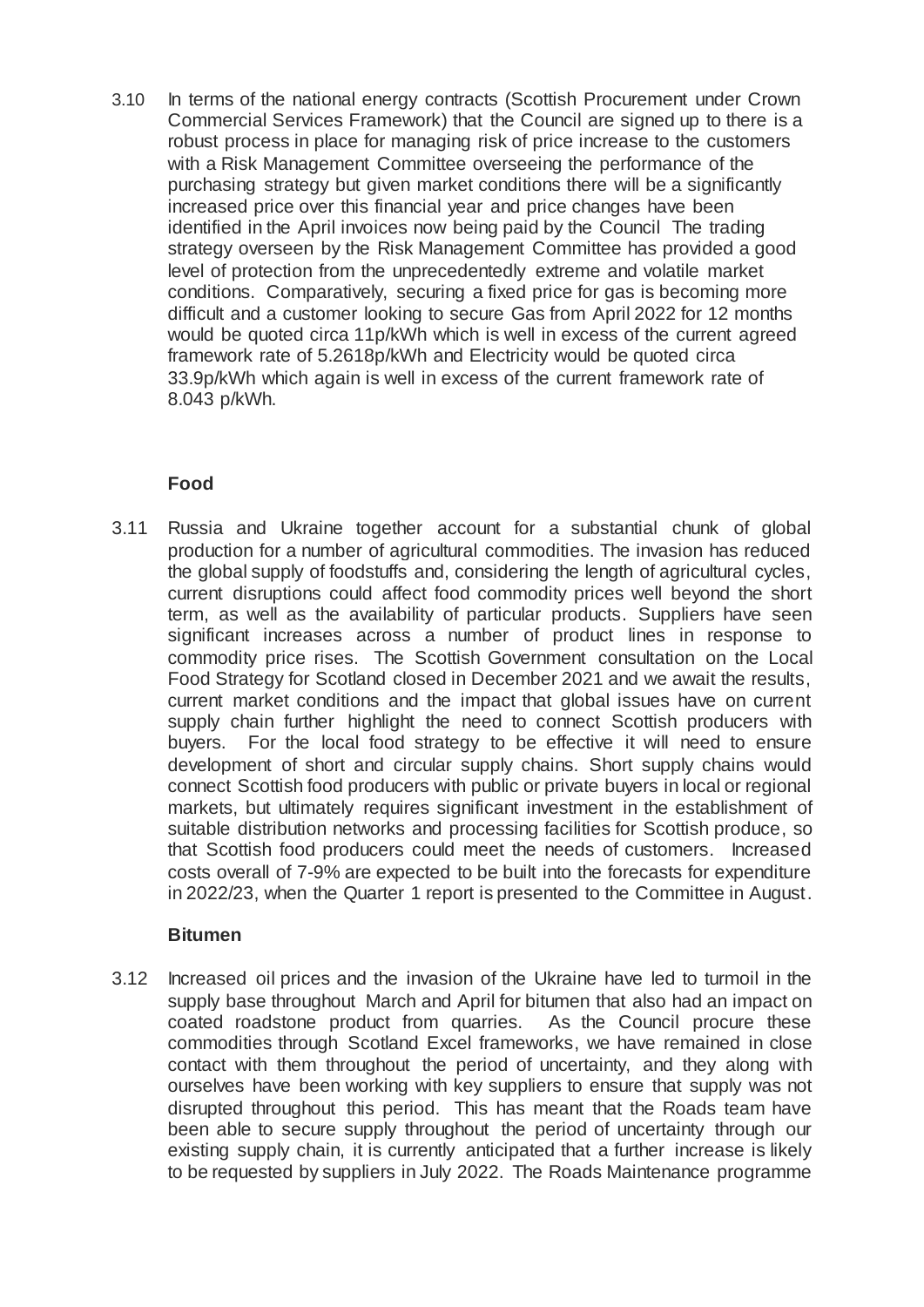3.10 In terms of the national energy contracts (Scottish Procurement under Crown Commercial Services Framework) that the Council are signed up to there is a robust process in place for managing risk of price increase to the customers with a Risk Management Committee overseeing the performance of the purchasing strategy but given market conditions there will be a significantly increased price over this financial year and price changes have been identified in the April invoices now being paid by the Council The trading strategy overseen by the Risk Management Committee has provided a good level of protection from the unprecedentedly extreme and volatile market conditions. Comparatively, securing a fixed price for gas is becoming more difficult and a customer looking to secure Gas from April 2022 for 12 months would be quoted circa 11p/kWh which is well in excess of the current agreed framework rate of 5.2618p/kWh and Electricity would be quoted circa 33.9p/kWh which again is well in excess of the current framework rate of 8.043 p/kWh.

**Food**

3.11 Russia and Ukraine together account for a substantial chunk of global production for a number of agricultural commodities. The invasion has reduced the global supply of foodstuffs and, considering the length of agricultural cycles, current disruptions could affect food commodity prices well beyond the short term, as well as the availability of particular products. Suppliers have seen significant increases across a number of product lines in response to commodity price rises. The Scottish Government consultation on the Local Food Strategy for Scotland closed in December 2021 and we await the results, current market conditions and the impact that global issues have on current supply chain further highlight the need to connect Scottish producers with buyers. For the local food strategy to be effective it will need to ensure development of short and circular supply chains. Short supply chains would connect Scottish food producers with public or private buyers in local or regional markets, but ultimately requires significant investment in the establishment of suitable distribution networks and processing facilities for Scottish produce, so that Scottish food producers could meet the needs of customers. Increased costs overall of 7-9% are expected to be built into the forecasts for expenditure in 2022/23, when the Quarter 1 report is presented to the Committee in August.

**Bitumen**

3.12 Increased oil prices and the invasion of the Ukraine have led to turmoil in the supply base throughout March and April for bitumen that also had an impact on coated roadstone product from quarries. As the Council procure these commodities through Scotland Excel frameworks, we have remained in close contact with them throughout the period of uncertainty, and they along with ourselves have been working with key suppliers to ensure that supply was not disrupted throughout this period. This has meant that the Roads team have been able to secure supply throughout the period of uncertainty through our existing supply chain, it is currently anticipated that a further increase is likely to be requested by suppliers in July 2022. The Roads Maintenance programme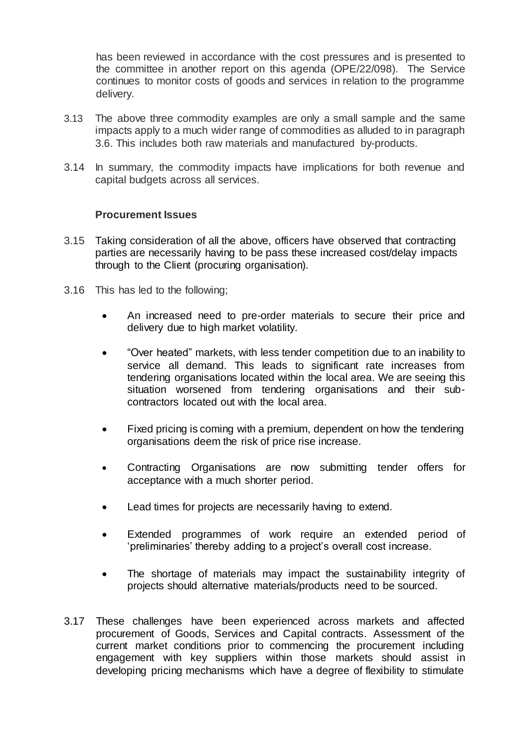has been reviewed in accordance with the cost pressures and is presented to the committee in another report on this agenda (OPE/22/098). The Service continues to monitor costs of goods and services in relation to the programme delivery.

3.13 The above three commodity examples are only a small sample and the same impacts apply to a much wider range of commodities as alluded to in paragraph 3.6. This includes both raw materials and manufactured by-products.

3.14 In summary, the commodity impacts have implications for both revenue and capital budgets across all services.

**Procurement Issues**

3.15 Taking consideration of all the above, officers have observed that contracting parties are necessarily having to be pass these increased cost/delay impacts through to the Client (procuring organisation).

3.16 This has led to the following;

- An increased need to pre-order materials to secure their price and delivery due to high market volatility.
- "Over heated" markets, with less tender competition due to an inability to service all demand. This leads to significant rate increases from tendering organisations located within the local area. We are seeing this situation worsened from tendering organisations and their sub-contractors located out with the local area.
- Fixed pricing is coming with a premium, dependent on how the tendering organisations deem the risk of price rise increase.
- Contracting Organisations are now submitting tender offers for acceptance with a much shorter period.
- Lead times for projects are necessarily having to extend.
- Extended programmes of work require an extended period of 'preliminaries' thereby adding to a project's overall cost increase.
- The shortage of materials may impact the sustainability integrity of projects should alternative materials/products need to be sourced.

3.17 These challenges have been experienced across markets and affected procurement of Goods, Services and Capital contracts. Assessment of the current market conditions prior to commencing the procurement including engagement with key suppliers within those markets should assist in developing pricing mechanisms which have a degree of flexibility to stimulate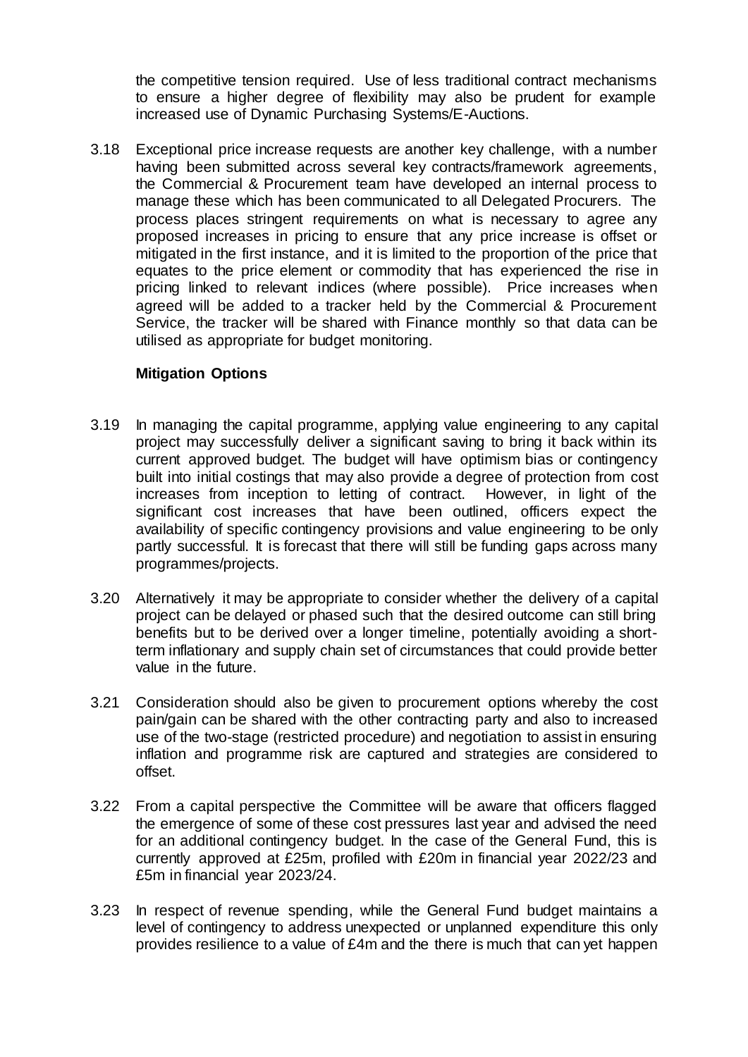the competitive tension required. Use of less traditional contract mechanisms to ensure a higher degree of flexibility may also be prudent for example increased use of Dynamic Purchasing Systems/E-Auctions.

3.18 Exceptional price increase requests are another key challenge, with a number having been submitted across several key contracts/framework agreements, the Commercial & Procurement team have developed an internal process to manage these which has been communicated to all Delegated Procurers. The process places stringent requirements on what is necessary to agree any proposed increases in pricing to ensure that any price increase is offset or mitigated in the first instance, and it is limited to the proportion of the price that equates to the price element or commodity that has experienced the rise in pricing linked to relevant indices (where possible). Price increases when agreed will be added to a tracker held by the Commercial & Procurement Service, the tracker will be shared with Finance monthly so that data can be utilised as appropriate for budget monitoring.

**Mitigation Options**

3.19 In managing the capital programme, applying value engineering to any capital project may successfully deliver a significant saving to bring it back within its current approved budget. The budget will have optimism bias or contingency built into initial costings that may also provide a degree of protection from cost increases from inception to letting of contract. However, in light of the significant cost increases that have been outlined, officers expect the availability of specific contingency provisions and value engineering to be only partly successful. It is forecast that there will still be funding gaps across many programmes/projects.

3.20 Alternatively it may be appropriate to consider whether the delivery of a capital project can be delayed or phased such that the desired outcome can still bring benefits but to be derived over a longer timeline, potentially avoiding a short-term inflationary and supply chain set of circumstances that could provide better value in the future.

3.21 Consideration should also be given to procurement options whereby the cost pain/gain can be shared with the other contracting party and also to increased use of the two-stage (restricted procedure) and negotiation to assist in ensuring inflation and programme risk are captured and strategies are considered to offset.

3.22 From a capital perspective the Committee will be aware that officers flagged the emergence of some of these cost pressures last year and advised the need for an additional contingency budget. In the case of the General Fund, this is currently approved at £25m, profiled with £20m in financial year 2022/23 and £5m in financial year 2023/24.

3.23 In respect of revenue spending, while the General Fund budget maintains a level of contingency to address unexpected or unplanned expenditure this only provides resilience to a value of £4m and the there is much that can yet happen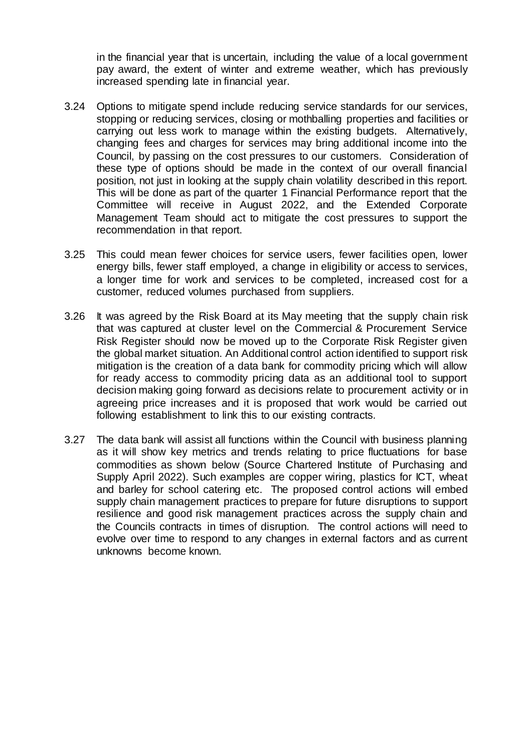in the financial year that is uncertain, including the value of a local government pay award, the extent of winter and extreme weather, which has previously increased spending late in financial year.

3.24 Options to mitigate spend include reducing service standards for our services, stopping or reducing services, closing or mothballing properties and facilities or carrying out less work to manage within the existing budgets. Alternatively, changing fees and charges for services may bring additional income into the Council, by passing on the cost pressures to our customers. Consideration of these type of options should be made in the context of our overall financial position, not just in looking at the supply chain volatility described in this report. This will be done as part of the quarter 1 Financial Performance report that the Committee will receive in August 2022, and the Extended Corporate Management Team should act to mitigate the cost pressures to support the recommendation in that report.

3.25 This could mean fewer choices for service users, fewer facilities open, lower energy bills, fewer staff employed, a change in eligibility or access to services, a longer time for work and services to be completed, increased cost for a customer, reduced volumes purchased from suppliers.

3.26 It was agreed by the Risk Board at its May meeting that the supply chain risk that was captured at cluster level on the Commercial & Procurement Service Risk Register should now be moved up to the Corporate Risk Register given the global market situation. An Additional control action identified to support risk mitigation is the creation of a data bank for commodity pricing which will allow for ready access to commodity pricing data as an additional tool to support decision making going forward as decisions relate to procurement activity or in agreeing price increases and it is proposed that work would be carried out following establishment to link this to our existing contracts.

3.27 The data bank will assist all functions within the Council with business planning as it will show key metrics and trends relating to price fluctuations for base commodities as shown below (Source Chartered Institute of Purchasing and Supply April 2022). Such examples are copper wiring, plastics for ICT, wheat and barley for school catering etc. The proposed control actions will embed supply chain management practices to prepare for future disruptions to support resilience and good risk management practices across the supply chain and the Councils contracts in times of disruption. The control actions will need to evolve over time to respond to any changes in external factors and as current unknowns become known.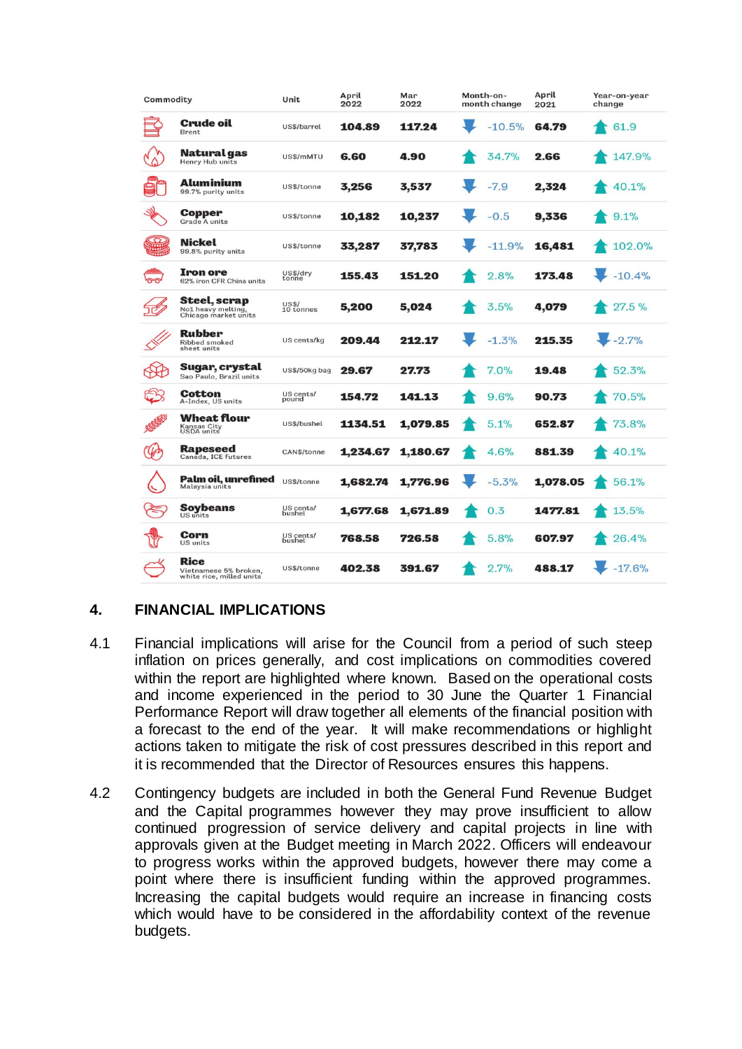| Commodity | Unit | April 2022 | Mar 2022 | Month-on-month change | April 2021 | Year-on-year change |
|---|---|---|---|---|---|---|
| **Crude oil** Brent | US$/barrel | 104.89 | 117.24 | ↓ -10.5% | 64.79 | ↑ 61.9 |
| **Natural gas** Henry Hub units | US$/mMTU | 6.60 | 4.90 | ↑ 34.7% | 2.66 | ↑ 147.9% |
| **Aluminium** 99.7% purity units | US$/tonne | 3,256 | 3,537 | ↓ -7.9 | 2,324 | ↑ 40.1% |
| **Copper** Grade A units | US$/tonne | 10,182 | 10,237 | ↓ -0.5 | 9,336 | ↑ 9.1% |
| **Nickel** 99.8% purity units | US$/tonne | 33,287 | 37,783 | ↓ -11.9% | 16,481 | ↑ 102.0% |
| **Iron ore** 62% iron CFR China units | US$/dry tonne | 155.43 | 151.20 | ↑ 2.8% | 173.48 | ↓ -10.4% |
| **Steel, scrap** No1 heavy melting, Chicago market units | US$/ 10 tonnes | 5,200 | 5,024 | ↑ 3.5% | 4,079 | ↑ 27.5 % |
| **Rubber** Ribbed smoked sheet units | US cents/kg | 209.44 | 212.17 | ↓ -1.3% | 215.35 | ↓ -2.7% |
| **Sugar, crystal** Sao Paulo, Brazil units | US$/50kg bag | 29.67 | 27.73 | ↑ 7.0% | 19.48 | ↑ 52.3% |
| **Cotton** A-Index, US units | US cents/ pound | 154.72 | 141.13 | ↑ 9.6% | 90.73 | ↑ 70.5% |
| **Wheat flour** Kansas City USDA units | US$/bushel | 1134.51 | 1,079.85 | ↑ 5.1% | 652.87 | ↑ 73.8% |
| **Rapeseed** Canada, ICE futures | CAN$/tonne | 1,234.67 | 1,180.67 | ↑ 4.6% | 881.39 | ↑ 40.1% |
| **Palm oil, unrefined** Malaysia units | US$/tonne | 1,682.74 | 1,776.96 | ↓ -5.3% | 1,078.05 | ↑ 56.1% |
| **Soybeans** US units | US cents/ bushel | 1,677.68 | 1,671.89 | ↑ 0.3 | 1477.81 | ↑ 13.5% |
| **Corn** US units | US cents/ bushel | 768.58 | 726.58 | ↑ 5.8% | 607.97 | ↑ 26.4% |
| **Rice** Vietnamese 5% broken, white rice, milled units | US$/tonne | 402.38 | 391.67 | ↑ 2.7% | 488.17 | ↓ -17.6% |

## 4. FINANCIAL IMPLICATIONS

4.1 Financial implications will arise for the Council from a period of such steep inflation on prices generally, and cost implications on commodities covered within the report are highlighted where known. Based on the operational costs and income experienced in the period to 30 June the Quarter 1 Financial Performance Report will draw together all elements of the financial position with a forecast to the end of the year. It will make recommendations or highlight actions taken to mitigate the risk of cost pressures described in this report and it is recommended that the Director of Resources ensures this happens.

4.2 Contingency budgets are included in both the General Fund Revenue Budget and the Capital programmes however they may prove insufficient to allow continued progression of service delivery and capital projects in line with approvals given at the Budget meeting in March 2022. Officers will endeavour to progress works within the approved budgets, however there may come a point where there is insufficient funding within the approved programmes. Increasing the capital budgets would require an increase in financing costs which would have to be considered in the affordability context of the revenue budgets.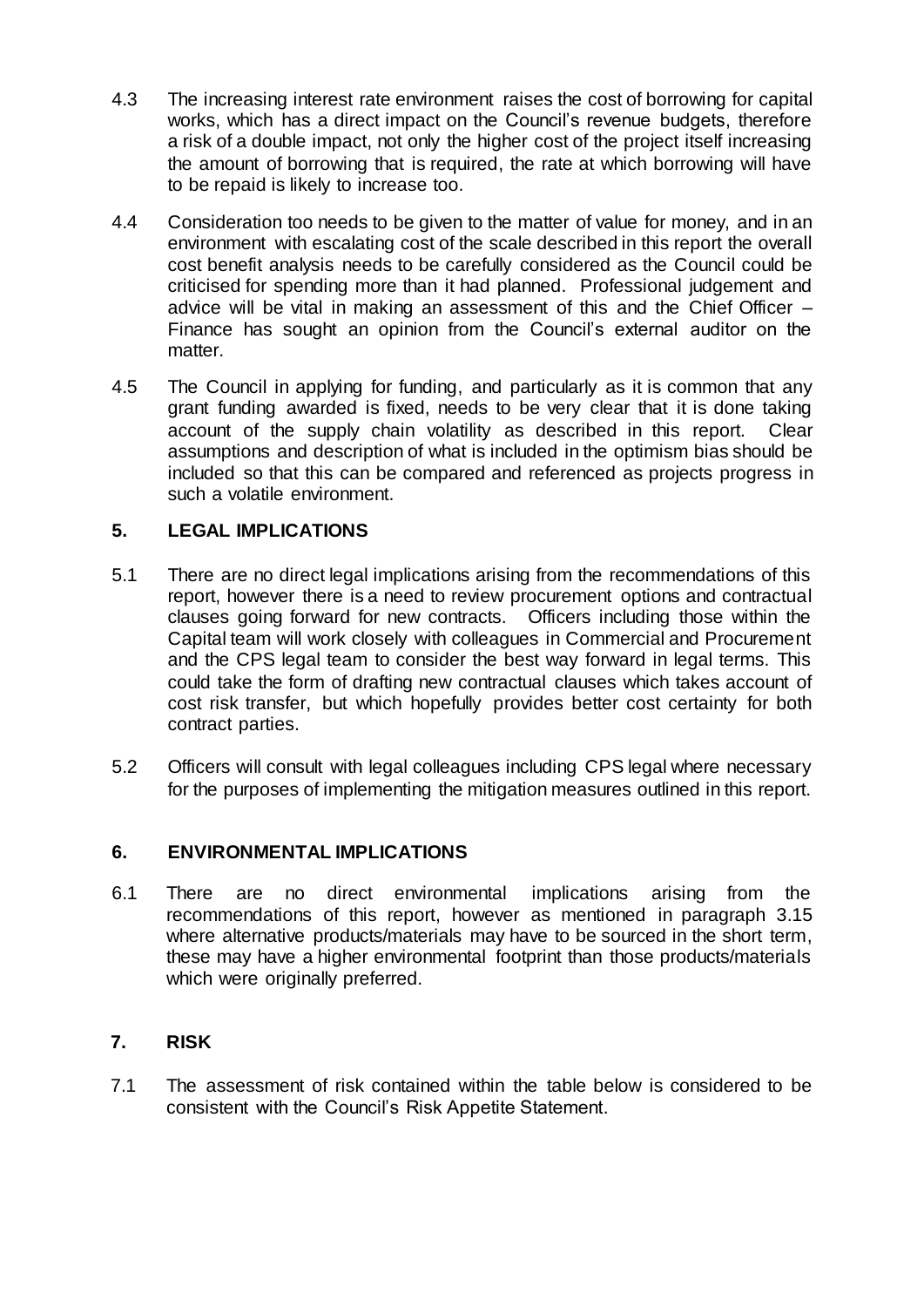4.3 The increasing interest rate environment raises the cost of borrowing for capital works, which has a direct impact on the Council's revenue budgets, therefore a risk of a double impact, not only the higher cost of the project itself increasing the amount of borrowing that is required, the rate at which borrowing will have to be repaid is likely to increase too.

4.4 Consideration too needs to be given to the matter of value for money, and in an environment with escalating cost of the scale described in this report the overall cost benefit analysis needs to be carefully considered as the Council could be criticised for spending more than it had planned. Professional judgement and advice will be vital in making an assessment of this and the Chief Officer – Finance has sought an opinion from the Council's external auditor on the matter.

4.5 The Council in applying for funding, and particularly as it is common that any grant funding awarded is fixed, needs to be very clear that it is done taking account of the supply chain volatility as described in this report. Clear assumptions and description of what is included in the optimism bias should be included so that this can be compared and referenced as projects progress in such a volatile environment.

## 5. LEGAL IMPLICATIONS

5.1 There are no direct legal implications arising from the recommendations of this report, however there is a need to review procurement options and contractual clauses going forward for new contracts. Officers including those within the Capital team will work closely with colleagues in Commercial and Procurement and the CPS legal team to consider the best way forward in legal terms. This could take the form of drafting new contractual clauses which takes account of cost risk transfer, but which hopefully provides better cost certainty for both contract parties.

5.2 Officers will consult with legal colleagues including CPS legal where necessary for the purposes of implementing the mitigation measures outlined in this report.

## 6. ENVIRONMENTAL IMPLICATIONS

6.1 There are no direct environmental implications arising from the recommendations of this report, however as mentioned in paragraph 3.15 where alternative products/materials may have to be sourced in the short term, these may have a higher environmental footprint than those products/materials which were originally preferred.

## 7. RISK

7.1 The assessment of risk contained within the table below is considered to be consistent with the Council's Risk Appetite Statement.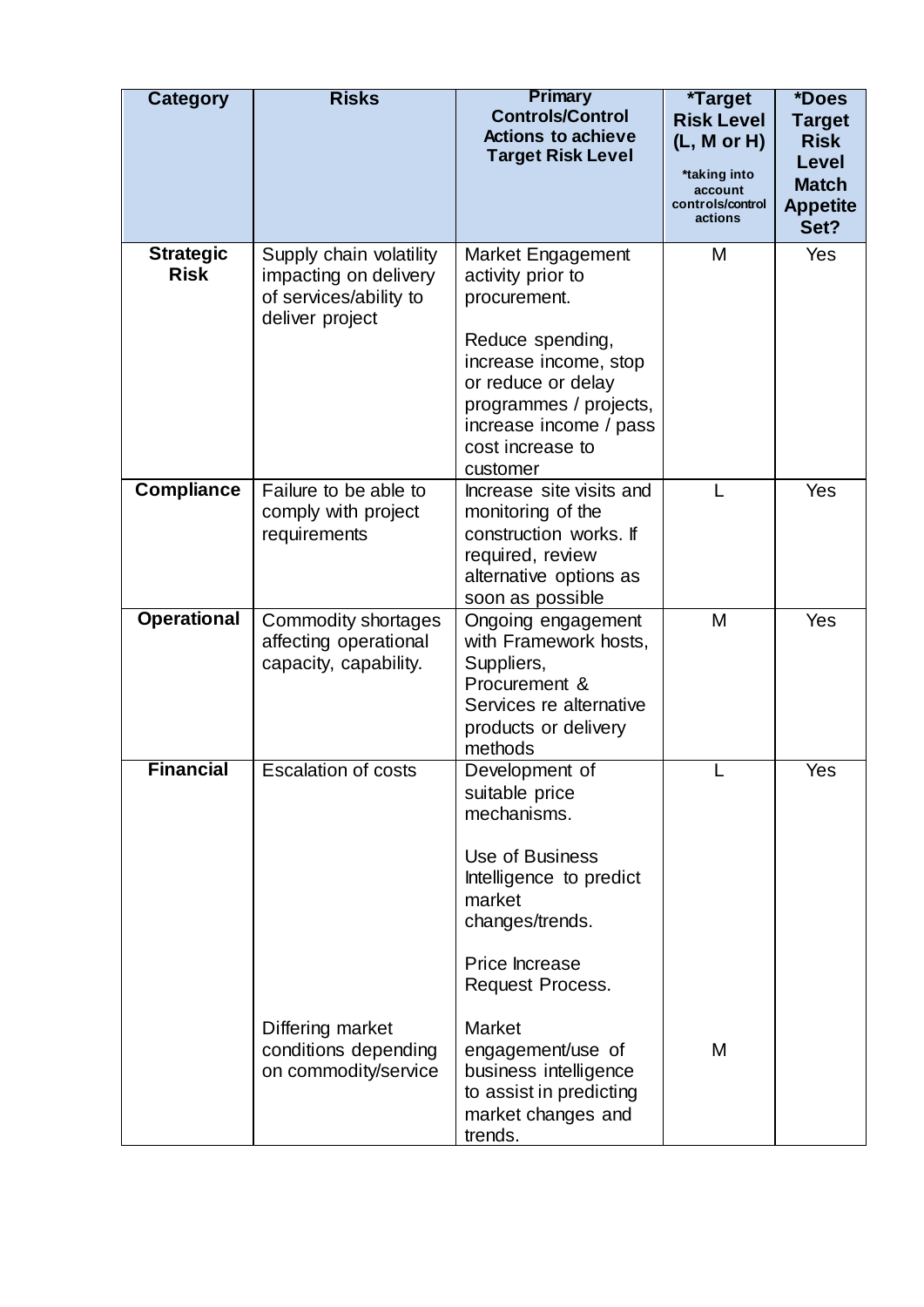| Category | Risks | Primary Controls/Control Actions to achieve Target Risk Level | *Target Risk Level (L, M or H) *taking into account controls/control actions | *Does Target Risk Level Match Appetite Set? |
|---|---|---|---|---|
| **Strategic Risk** | Supply chain volatility impacting on delivery of services/ability to deliver project | Market Engagement activity prior to procurement.<br><br>Reduce spending, increase income, stop or reduce or delay programmes / projects, increase income / pass cost increase to customer | M | Yes |
| **Compliance** | Failure to be able to comply with project requirements | Increase site visits and monitoring of the construction works. If required, review alternative options as soon as possible | L | Yes |
| **Operational** | Commodity shortages affecting operational capacity, capability. | Ongoing engagement with Framework hosts, Suppliers, Procurement & Services re alternative products or delivery methods | M | Yes |
| **Financial** | Escalation of costs<br><br>Differing market conditions depending on commodity/service | Development of suitable price mechanisms.<br><br>Use of Business Intelligence to predict market changes/trends.<br><br>Price Increase Request Process.<br><br>Market engagement/use of business intelligence to assist in predicting market changes and trends. | L<br><br>M | Yes |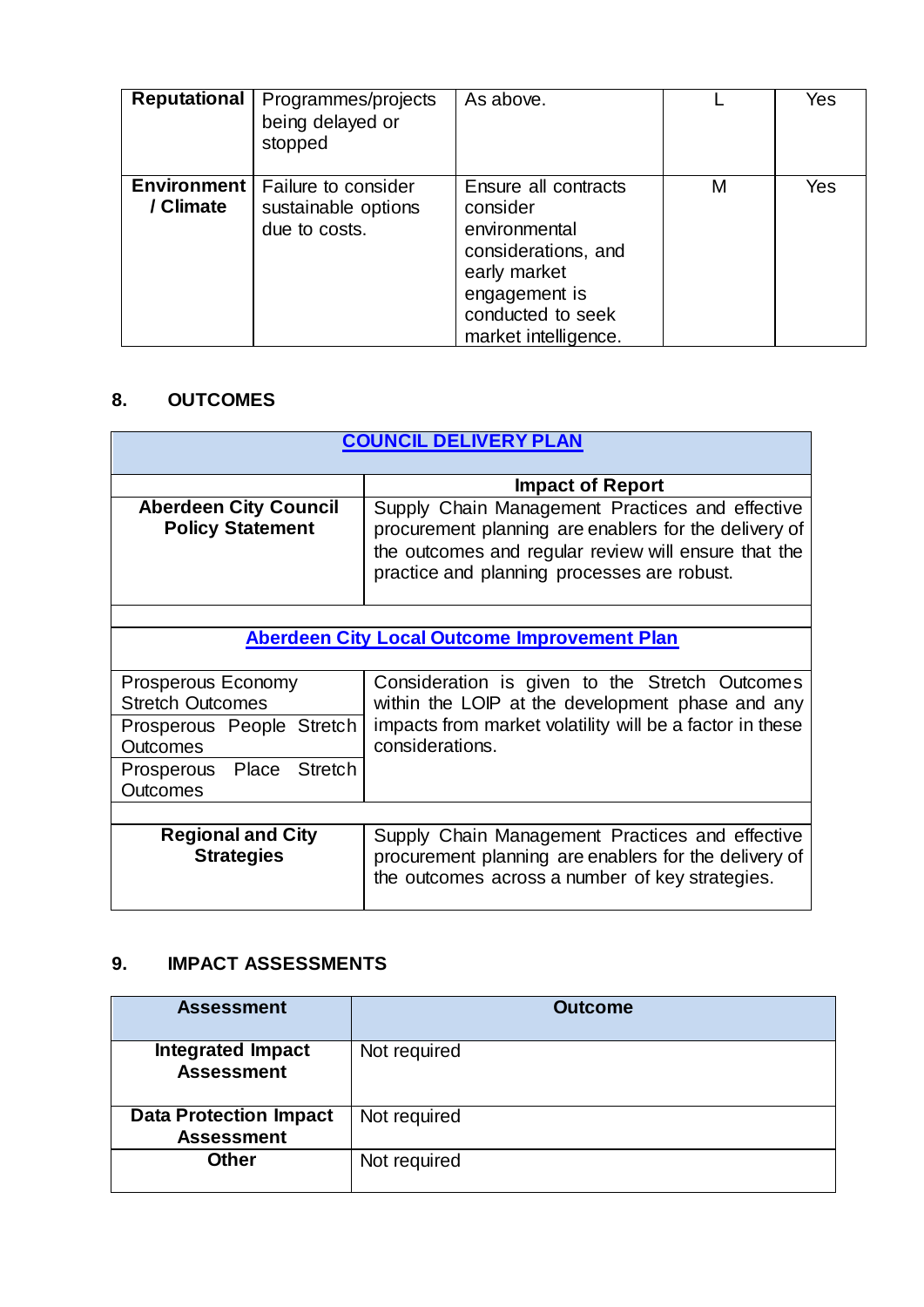| Reputational | Programmes/projects being delayed or stopped | As above. | L | Yes |
|---|---|---|---|---|
| Environment / Climate | Failure to consider sustainable options due to costs. | Ensure all contracts consider environmental considerations, and early market engagement is conducted to seek market intelligence. | M | Yes |

## 8. OUTCOMES

| COUNCIL DELIVERY PLAN | |
|---|---|
| | **Impact of Report** |
| **Aberdeen City Council Policy Statement** | Supply Chain Management Practices and effective procurement planning are enablers for the delivery of the outcomes and regular review will ensure that the practice and planning processes are robust. |
| | |
| **Aberdeen City Local Outcome Improvement Plan** | |
| Prosperous Economy Stretch Outcomes | Consideration is given to the Stretch Outcomes within the LOIP at the development phase and any impacts from market volatility will be a factor in these considerations. |
| Prosperous People Stretch Outcomes | |
| Prosperous Place Stretch Outcomes | |
| | |
| **Regional and City Strategies** | Supply Chain Management Practices and effective procurement planning are enablers for the delivery of the outcomes across a number of key strategies. |

## 9. IMPACT ASSESSMENTS

| Assessment | Outcome |
|---|---|
| **Integrated Impact Assessment** | Not required |
| **Data Protection Impact Assessment** | Not required |
| **Other** | Not required |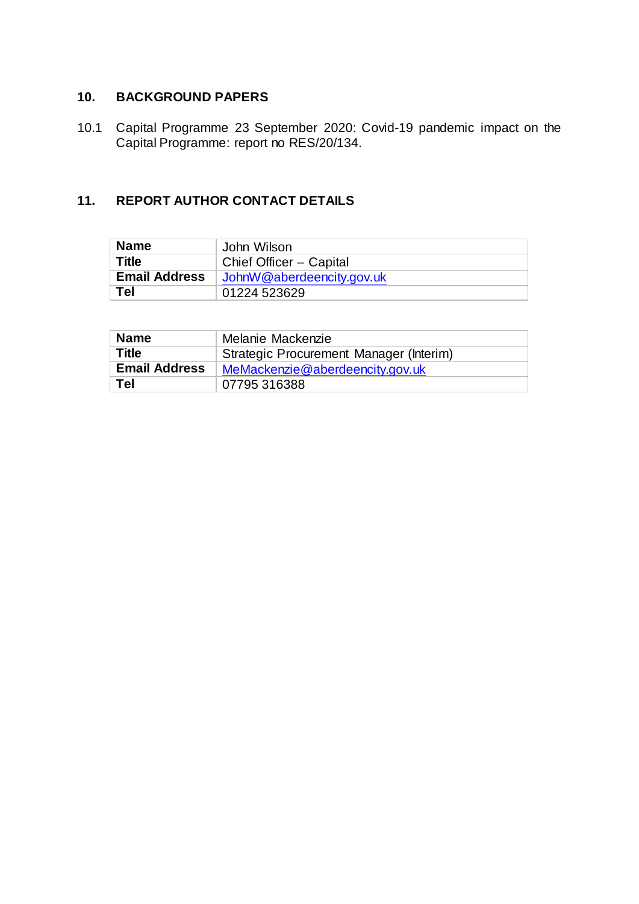## 10. BACKGROUND PAPERS

10.1 Capital Programme 23 September 2020: Covid-19 pandemic impact on the Capital Programme: report no RES/20/134.

## 11. REPORT AUTHOR CONTACT DETAILS

| | |
|---|---|
| **Name** | John Wilson |
| **Title** | Chief Officer – Capital |
| **Email Address** | JohnW@aberdeencity.gov.uk |
| **Tel** | 01224 523629 |

| | |
|---|---|
| **Name** | Melanie Mackenzie |
| **Title** | Strategic Procurement Manager (Interim) |
| **Email Address** | MeMackenzie@aberdeencity.gov.uk |
| **Tel** | 07795 316388 |